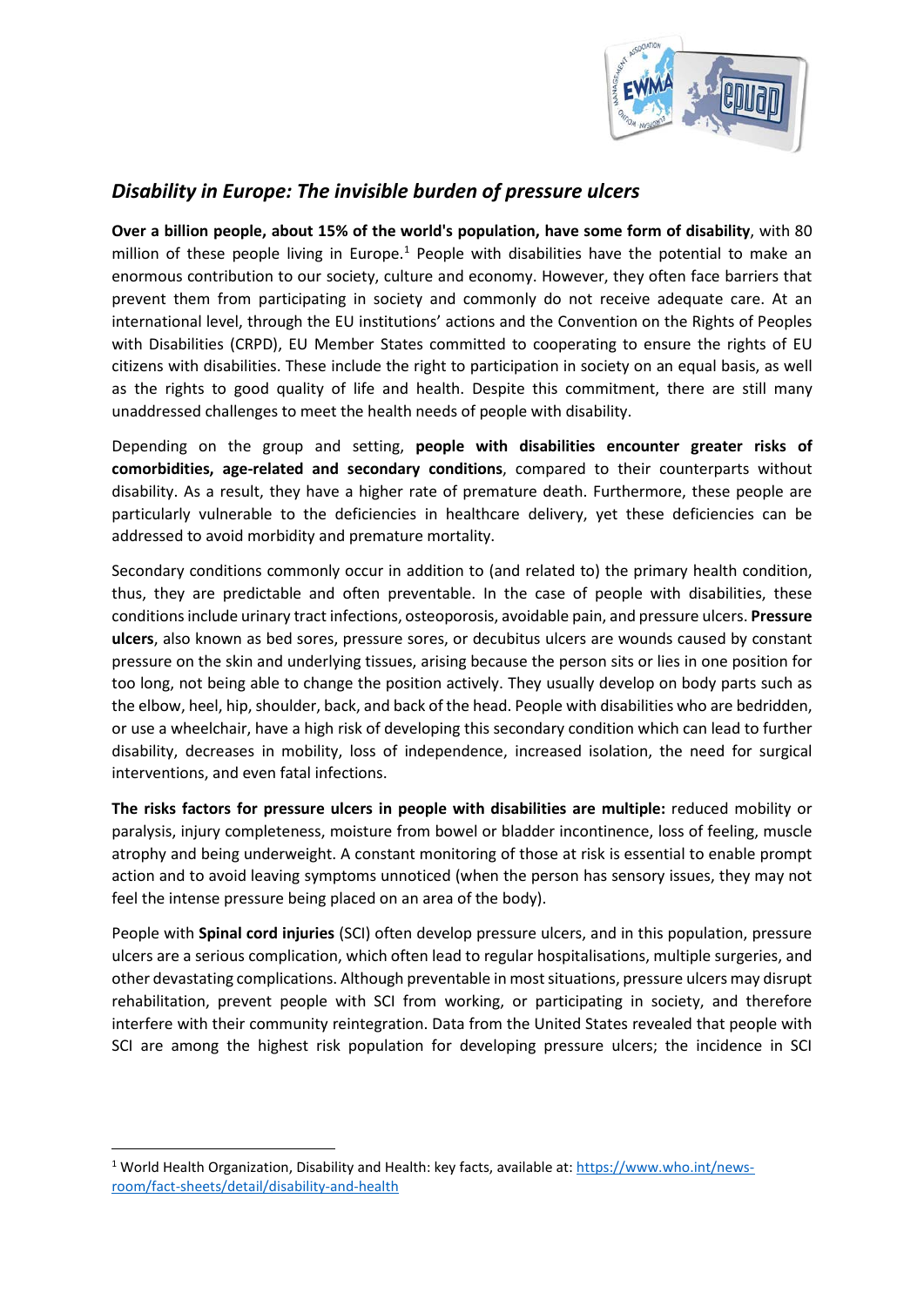## *Disability in Europe: The invisible burden of pressure ulcers*

**Over a billion people, about 15% of the world's population, have some form of disability**, with 80 million of these people living in Europe.[1] People with disabilities have the potential to make an enormous contribution to our society, culture and economy. However, they often face barriers that prevent them from participating in society and commonly do not receive adequate care. At an international level, through the EU institutions' actions and the Convention on the Rights of Peoples with Disabilities (CRPD), EU Member States committed to cooperating to ensure the rights of EU citizens with disabilities. These include the right to participation in society on an equal basis, as well as the rights to good quality of life and health. Despite this commitment, there are still many unaddressed challenges to meet the health needs of people with disability.

Depending on the group and setting, **people with disabilities encounter greater risks of comorbidities, age-related and secondary conditions**, compared to their counterparts without disability. As a result, they have a higher rate of premature death. Furthermore, these people are particularly vulnerable to the deficiencies in healthcare delivery, yet these deficiencies can be addressed to avoid morbidity and premature mortality.

Secondary conditions commonly occur in addition to (and related to) the primary health condition, thus, they are predictable and often preventable. In the case of people with disabilities, these conditions include urinary tract infections, osteoporosis, avoidable pain, and pressure ulcers. **Pressure ulcers**, also known as bed sores, pressure sores, or decubitus ulcers are wounds caused by constant pressure on the skin and underlying tissues, arising because the person sits or lies in one position for too long, not being able to change the position actively. They usually develop on body parts such as the elbow, heel, hip, shoulder, back, and back of the head. People with disabilities who are bedridden, or use a wheelchair, have a high risk of developing this secondary condition which can lead to further disability, decreases in mobility, loss of independence, increased isolation, the need for surgical interventions, and even fatal infections.

**The risks factors for pressure ulcers in people with disabilities are multiple:** reduced mobility or paralysis, injury completeness, moisture from bowel or bladder incontinence, loss of feeling, muscle atrophy and being underweight. A constant monitoring of those at risk is essential to enable prompt action and to avoid leaving symptoms unnoticed (when the person has sensory issues, they may not feel the intense pressure being placed on an area of the body).

People with **Spinal cord injuries** (SCI) often develop pressure ulcers, and in this population, pressure ulcers are a serious complication, which often lead to regular hospitalisations, multiple surgeries, and other devastating complications. Although preventable in most situations, pressure ulcers may disrupt rehabilitation, prevent people with SCI from working, or participating in society, and therefore interfere with their community reintegration. Data from the United States revealed that people with SCI are among the highest risk population for developing pressure ulcers; the incidence in SCI

[1] World Health Organization, Disability and Health: key facts, available at: https://www.who.int/news-room/fact-sheets/detail/disability-and-health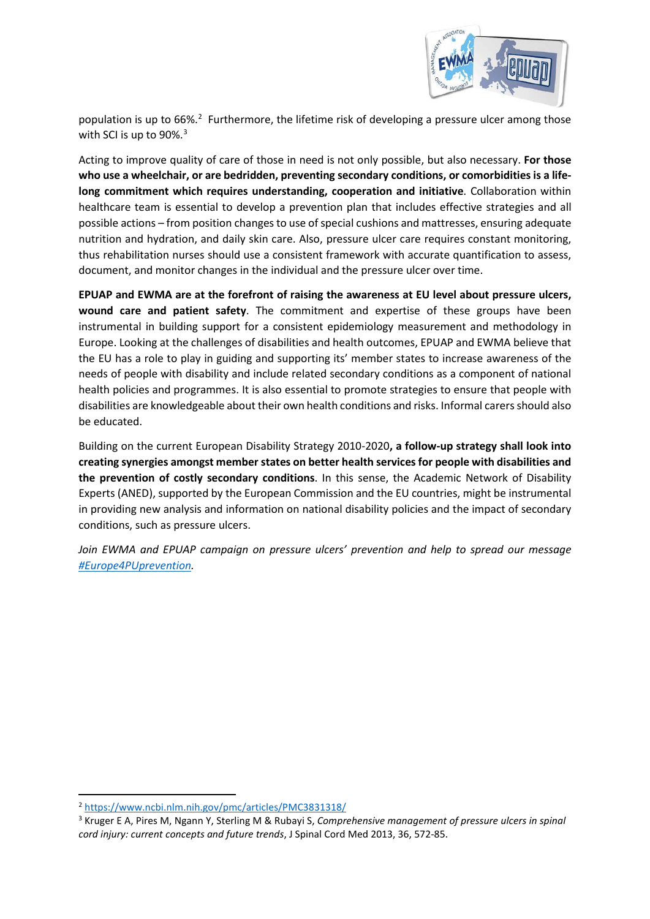population is up to 66%.[2] Furthermore, the lifetime risk of developing a pressure ulcer among those with SCI is up to 90%.[3]

Acting to improve quality of care of those in need is not only possible, but also necessary. **For those who use a wheelchair, or are bedridden, preventing secondary conditions, or comorbidities is a life-long commitment which requires understanding, cooperation and initiative**. Collaboration within healthcare team is essential to develop a prevention plan that includes effective strategies and all possible actions – from position changes to use of special cushions and mattresses, ensuring adequate nutrition and hydration, and daily skin care. Also, pressure ulcer care requires constant monitoring, thus rehabilitation nurses should use a consistent framework with accurate quantification to assess, document, and monitor changes in the individual and the pressure ulcer over time.

**EPUAP and EWMA are at the forefront of raising the awareness at EU level about pressure ulcers, wound care and patient safety**. The commitment and expertise of these groups have been instrumental in building support for a consistent epidemiology measurement and methodology in Europe. Looking at the challenges of disabilities and health outcomes, EPUAP and EWMA believe that the EU has a role to play in guiding and supporting its' member states to increase awareness of the needs of people with disability and include related secondary conditions as a component of national health policies and programmes. It is also essential to promote strategies to ensure that people with disabilities are knowledgeable about their own health conditions and risks. Informal carers should also be educated.

Building on the current European Disability Strategy 2010-2020**, a follow-up strategy shall look into creating synergies amongst member states on better health services for people with disabilities and the prevention of costly secondary conditions**. In this sense, the Academic Network of Disability Experts (ANED), supported by the European Commission and the EU countries, might be instrumental in providing new analysis and information on national disability policies and the impact of secondary conditions, such as pressure ulcers.

*Join EWMA and EPUAP campaign on pressure ulcers' prevention and help to spread our message #Europe4PUprevention.*

---

[2] https://www.ncbi.nlm.nih.gov/pmc/articles/PMC3831318/

[3] Kruger E A, Pires M, Ngann Y, Sterling M & Rubayi S, *Comprehensive management of pressure ulcers in spinal cord injury: current concepts and future trends*, J Spinal Cord Med 2013, 36, 572-85.